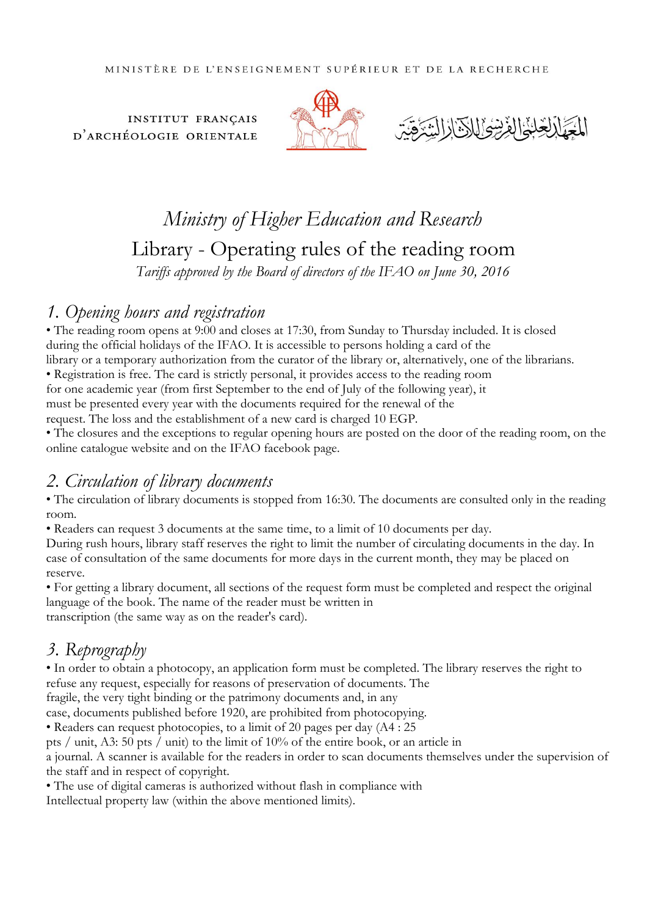MINISTÈRE DE L'ENSEIGNEMENT SUPÉRIEUR ET DE LA RECHERCHE

INSTITUT FRANÇAIS D'ARCHÉOLOGIE ORIENTALE

المعهد العلمي الفرنسي للآثار الشرقية

# *Ministry of Higher Education and Research*

# Library - Operating rules of the reading room

*Tariffs approved by the Board of directors of the IFAO on June 30, 2016*

## *1. Opening hours and registration*

- The reading room opens at 9:00 and closes at 17:30, from Sunday to Thursday included. It is closed during the official holidays of the IFAO. It is accessible to persons holding a card of the library or a temporary authorization from the curator of the library or, alternatively, one of the librarians.
- Registration is free. The card is strictly personal, it provides access to the reading room for one academic year (from first September to the end of July of the following year), it must be presented every year with the documents required for the renewal of the request. The loss and the establishment of a new card is charged 10 EGP.
- The closures and the exceptions to regular opening hours are posted on the door of the reading room, on the online catalogue website and on the IFAO facebook page.

## *2. Circulation of library documents*

- The circulation of library documents is stopped from 16:30. The documents are consulted only in the reading room.
- Readers can request 3 documents at the same time, to a limit of 10 documents per day. During rush hours, library staff reserves the right to limit the number of circulating documents in the day. In case of consultation of the same documents for more days in the current month, they may be placed on reserve.
- For getting a library document, all sections of the request form must be completed and respect the original language of the book. The name of the reader must be written in transcription (the same way as on the reader's card).

## *3. Reprography*

- In order to obtain a photocopy, an application form must be completed. The library reserves the right to refuse any request, especially for reasons of preservation of documents. The fragile, the very tight binding or the patrimony documents and, in any case, documents published before 1920, are prohibited from photocopying.
- Readers can request photocopies, to a limit of 20 pages per day (A4 : 25 pts / unit, A3: 50 pts / unit) to the limit of 10% of the entire book, or an article in a journal. A scanner is available for the readers in order to scan documents themselves under the supervision of the staff and in respect of copyright.
- The use of digital cameras is authorized without flash in compliance with Intellectual property law (within the above mentioned limits).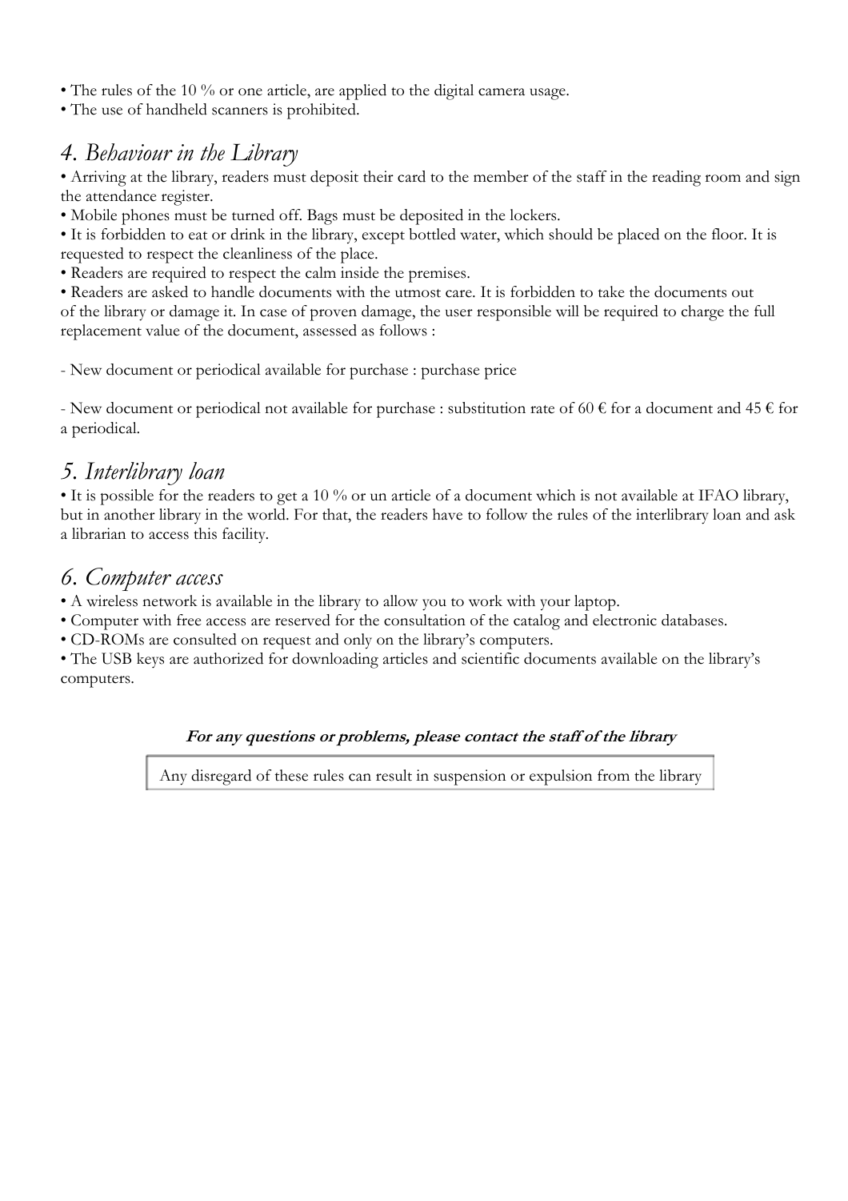- The rules of the 10 % or one article, are applied to the digital camera usage.
- The use of handheld scanners is prohibited.

## *4. Behaviour in the Library*

- Arriving at the library, readers must deposit their card to the member of the staff in the reading room and sign the attendance register.
- Mobile phones must be turned off. Bags must be deposited in the lockers.
- It is forbidden to eat or drink in the library, except bottled water, which should be placed on the floor. It is requested to respect the cleanliness of the place.
- Readers are required to respect the calm inside the premises.
- Readers are asked to handle documents with the utmost care. It is forbidden to take the documents out of the library or damage it. In case of proven damage, the user responsible will be required to charge the full replacement value of the document, assessed as follows :

- New document or periodical available for purchase : purchase price

- New document or periodical not available for purchase : substitution rate of 60 € for a document and 45 € for a periodical.

## *5. Interlibrary loan*

- It is possible for the readers to get a 10 % or un article of a document which is not available at IFAO library, but in another library in the world. For that, the readers have to follow the rules of the interlibrary loan and ask a librarian to access this facility.

## *6. Computer access*

- A wireless network is available in the library to allow you to work with your laptop.
- Computer with free access are reserved for the consultation of the catalog and electronic databases.
- CD-ROMs are consulted on request and only on the library's computers.
- The USB keys are authorized for downloading articles and scientific documents available on the library's computers.

***For any questions or problems, please contact the staff of the library***

Any disregard of these rules can result in suspension or expulsion from the library